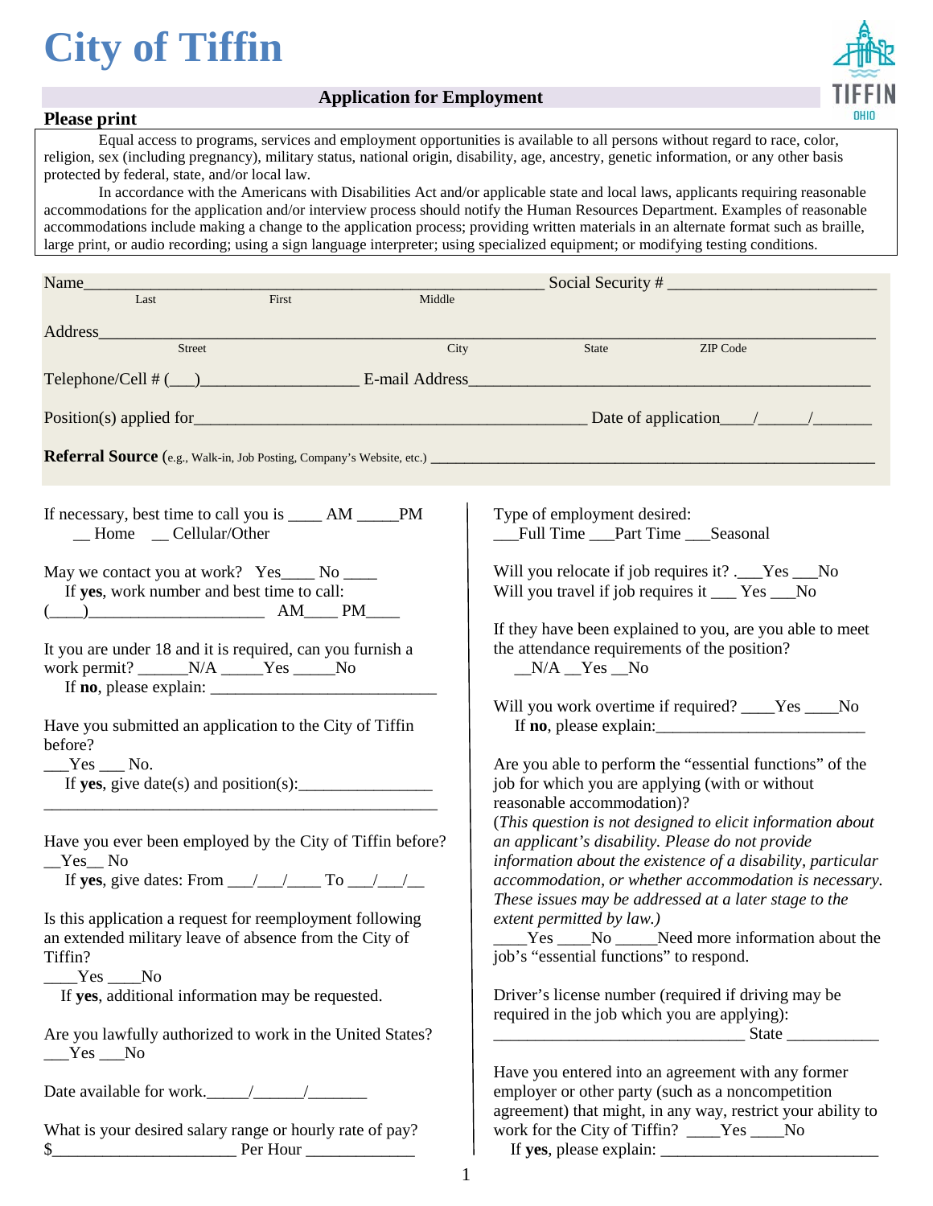# City of Tiffin

## Application for Employment

**Please print**

Equal access to programs, services and employment opportunities is available to all persons without regard to race, color, religion, sex (including pregnancy), military status, national origin, disability, age, ancestry, genetic information, or any other basis protected by federal, state, and/or local law.

In accordance with the Americans with Disabilities Act and/or applicable state and local laws, applicants requiring reasonable accommodations for the application and/or interview process should notify the Human Resources Department. Examples of reasonable accommodations include making a change to the application process; providing written materials in an alternate format such as braille, large print, or audio recording; using a sign language interpreter; using specialized equipment; or modifying testing conditions.

Name_______________________________________________________ Social Security # _________________________
Last First Middle

Address______________________________________________________________________________________________
Street City State ZIP Code

Telephone/Cell # (___)__________________ E-mail Address______________________________________________

Position(s) applied for______________________________________________ Date of application____/______/_______

**Referral Source** (e.g., Walk-in, Job Posting, Company's Website, etc.) ______________________________________________

If necessary, best time to call you is ____ AM _____PM
__ Home __ Cellular/Other

May we contact you at work? Yes____ No ____
If **yes**, work number and best time to call:
(____)_____________________ AM____ PM____

It you are under 18 and it is required, can you furnish a work permit? ______N/A _____Yes _____No
If **no**, please explain: ___________________________

Have you submitted an application to the City of Tiffin before?
___Yes ___ No.
If **yes**, give date(s) and position(s):________________
__________________________________________________

Have you ever been employed by the City of Tiffin before?
__Yes__ No
If **yes**, give dates: From ___/___/____ To ___/___/__

Is this application a request for reemployment following an extended military leave of absence from the City of Tiffin?
____Yes ____No
If **yes**, additional information may be requested.

Are you lawfully authorized to work in the United States?
___Yes ___No

Date available for work._____/______/_______

What is your desired salary range or hourly rate of pay?
$______________________ Per Hour _____________

Type of employment desired:
___Full Time ___Part Time ___Seasonal

Will you relocate if job requires it? .___Yes ___No
Will you travel if job requires it ___ Yes ___No

If they have been explained to you, are you able to meet the attendance requirements of the position?
__N/A __Yes __No

Will you work overtime if required? ____Yes ____No
If **no**, please explain:_________________________

Are you able to perform the "essential functions" of the job for which you are applying (with or without reasonable accommodation)?
(*This question is not designed to elicit information about an applicant's disability. Please do not provide information about the existence of a disability, particular accommodation, or whether accommodation is necessary. These issues may be addressed at a later stage to the extent permitted by law.*)
____Yes ____No _____Need more information about the job's "essential functions" to respond.

Driver's license number (required if driving may be required in the job which you are applying):
______________________________ State ___________

Have you entered into an agreement with any former employer or other party (such as a noncompetition agreement) that might, in any way, restrict your ability to work for the City of Tiffin? ____Yes ____No
If **yes**, please explain: __________________________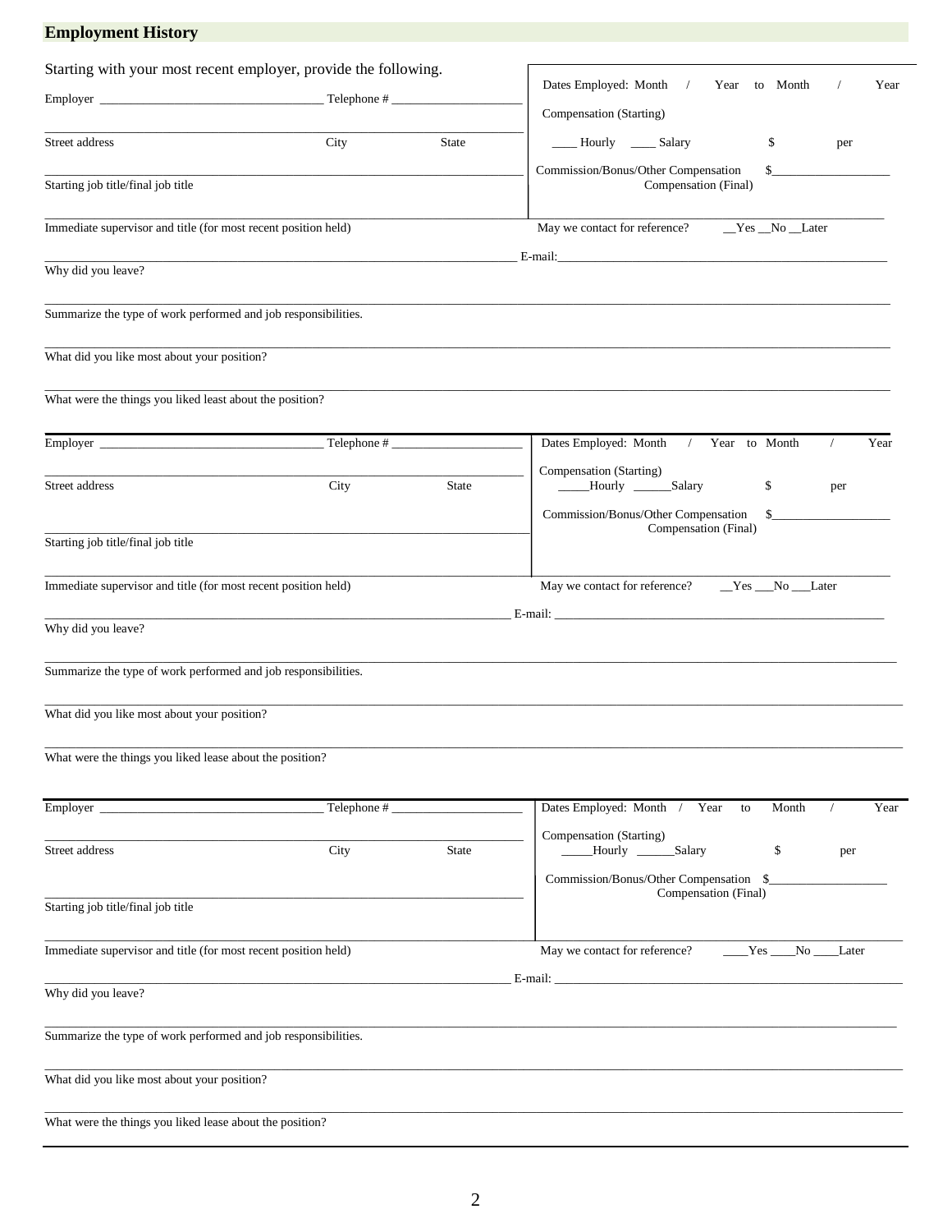## Employment History

Starting with your most recent employer, provide the following.

Employer ___________________________________ Telephone # ____________________

Dates Employed: Month / Year to Month / Year

Compensation (Starting)

____ Hourly ____ Salary $ per

Street address City State

Commission/Bonus/Other Compensation $__________________

Compensation (Final)

Starting job title/final job title

Immediate supervisor and title (for most recent position held)

May we contact for reference? __Yes __No __Later

E-mail:_______________________________________________________

Why did you leave?

Summarize the type of work performed and job responsibilities.

What did you like most about your position?

What were the things you liked least about the position?

---

Employer ___________________________________ Telephone # ____________________

Dates Employed: Month / Year to Month / Year

Compensation (Starting)

_____Hourly ______Salary $ per

Street address City State

Commission/Bonus/Other Compensation $__________________

Compensation (Final)

Starting job title/final job title

Immediate supervisor and title (for most recent position held)

May we contact for reference? __Yes ___No ___Later

E-mail: _______________________________________________________

Why did you leave?

Summarize the type of work performed and job responsibilities.

What did you like most about your position?

What were the things you liked lease about the position?

---

Employer ___________________________________ Telephone # ____________________

Dates Employed: Month / Year to Month / Year

Compensation (Starting)

_____Hourly ______Salary $ per

Street address City State

Commission/Bonus/Other Compensation $__________________

Compensation (Final)

Starting job title/final job title

Immediate supervisor and title (for most recent position held)

May we contact for reference? ____Yes ____No ____Later

E-mail: _______________________________________________________

Why did you leave?

Summarize the type of work performed and job responsibilities.

What did you like most about your position?

What were the things you liked lease about the position?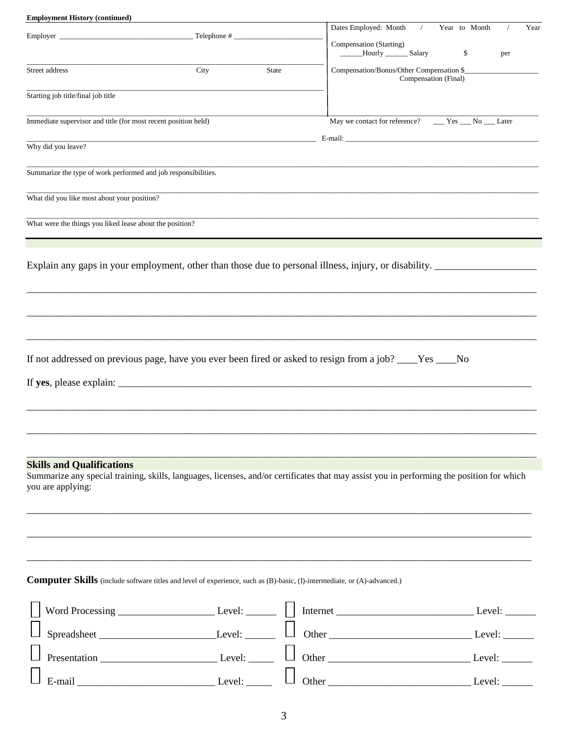**Employment History (continued)**

Employer ___________________________________ Telephone # ________________________

Dates Employed: Month / Year to Month / Year

Compensation (Starting)
______Hourly ______ Salary $ per

Street address City State

Compensation/Bonus/Other Compensation $____________________
Compensation (Final)

Starting job title/final job title

Immediate supervisor and title (for most recent position held)

May we contact for reference? ___ Yes ___ No ___ Later

E-mail: ___________________________________________________

Why did you leave?

Summarize the type of work performed and job responsibilities.

What did you like most about your position?

What were the things you liked lease about the position?

Explain any gaps in your employment, other than those due to personal illness, injury, or disability. ____________________

_____________________________________________________________________________________________

_____________________________________________________________________________________________

_____________________________________________________________________________________________

If not addressed on previous page, have you ever been fired or asked to resign from a job? ____Yes ____No

If **yes**, please explain: ___________________________________________________________________________

_____________________________________________________________________________________________

_____________________________________________________________________________________________

_____________________________________________________________________________________________

## Skills and Qualifications

Summarize any special training, skills, languages, licenses, and/or certificates that may assist you in performing the position for which you are applying:

_____________________________________________________________________________________________

_____________________________________________________________________________________________

_____________________________________________________________________________________________

**Computer Skills** (include software titles and level of experience, such as (B)-basic, (I)-intermediate, or (A)-advanced.)

☐ Word Processing __________________ Level: ______ ☐ Internet __________________________ Level: ______

☐ Spreadsheet ______________________Level: ______ ☐ Other ___________________________ Level: ______

☐ Presentation ______________________ Level: _____ ☐ Other ___________________________ Level: ______

☐ E-mail __________________________ Level: _____ ☐ Other ___________________________ Level: ______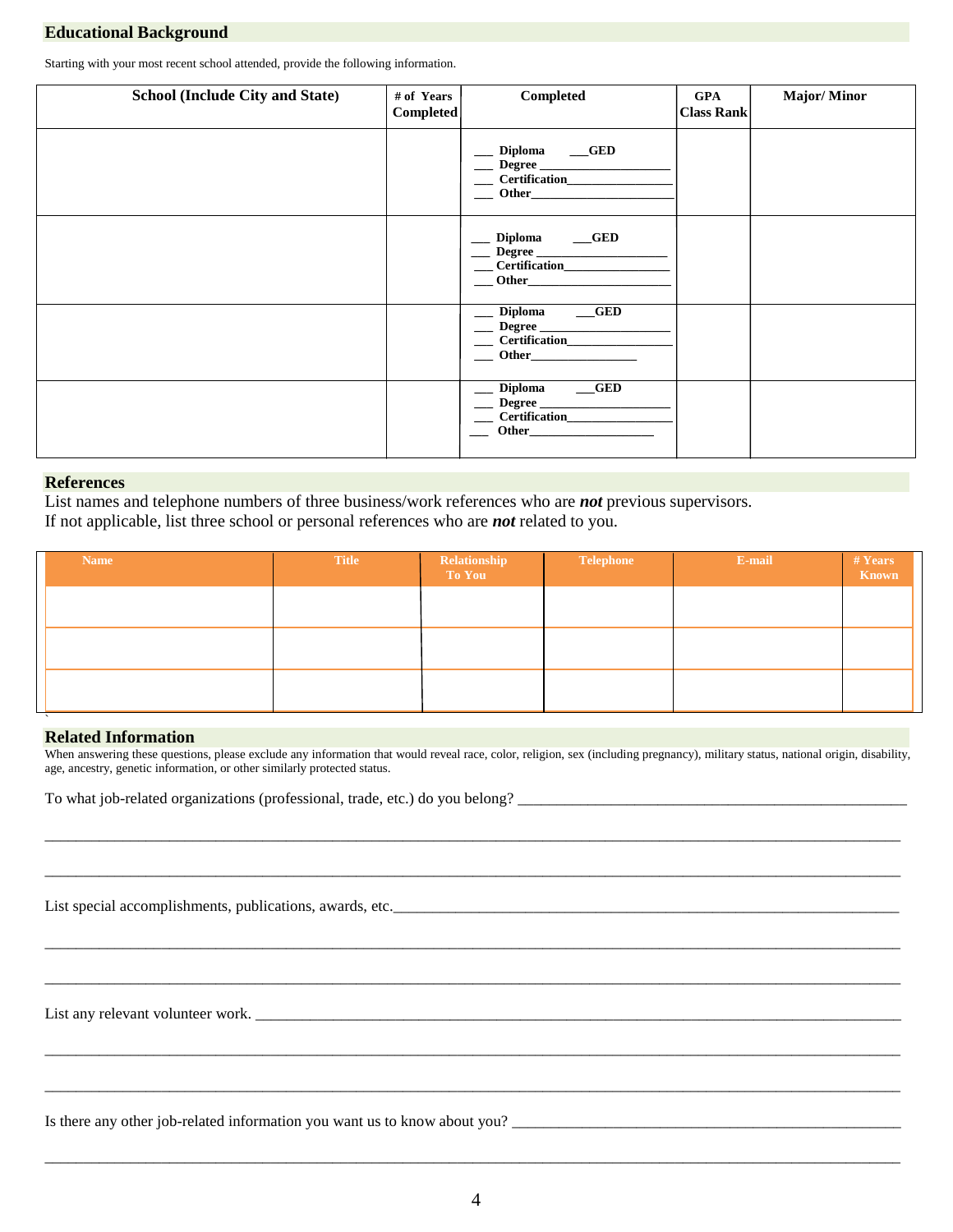## Educational Background

Starting with your most recent school attended, provide the following information.

| School (Include City and State) | # of Years Completed | Completed | GPA Class Rank | Major/ Minor |
|---|---|---|---|---|
| | | ___ Diploma ___GED<br>___ Degree ____________________<br>___ Certification________________<br>___ Other______________________ | | |
| | | ___ Diploma ___GED<br>___ Degree ____________________<br>___ Certification________________<br>___ Other______________________ | | |
| | | ___ Diploma ___GED<br>___ Degree ____________________<br>___ Certification________________<br>___ Other________________ | | |
| | | ___ Diploma ___GED<br>___ Degree ____________________<br>___ Certification________________<br>___ Other___________________ | | |

## References

List names and telephone numbers of three business/work references who are ***not*** previous supervisors.
If not applicable, list three school or personal references who are ***not*** related to you.

| Name | Title | Relationship To You | Telephone | E-mail | # Years Known |
|---|---|---|---|---|---|
| | | | | | |
| | | | | | |
| | | | | | |

## Related Information

When answering these questions, please exclude any information that would reveal race, color, religion, sex (including pregnancy), military status, national origin, disability, age, ancestry, genetic information, or other similarly protected status.

To what job-related organizations (professional, trade, etc.) do you belong? ______________________________________________

______________________________________________________________________________________________

______________________________________________________________________________________________

List special accomplishments, publications, awards, etc.______________________________________________________________

______________________________________________________________________________________________

______________________________________________________________________________________________

List any relevant volunteer work. ______________________________________________________________________________

______________________________________________________________________________________________

______________________________________________________________________________________________

Is there any other job-related information you want us to know about you? _______________________________________________

______________________________________________________________________________________________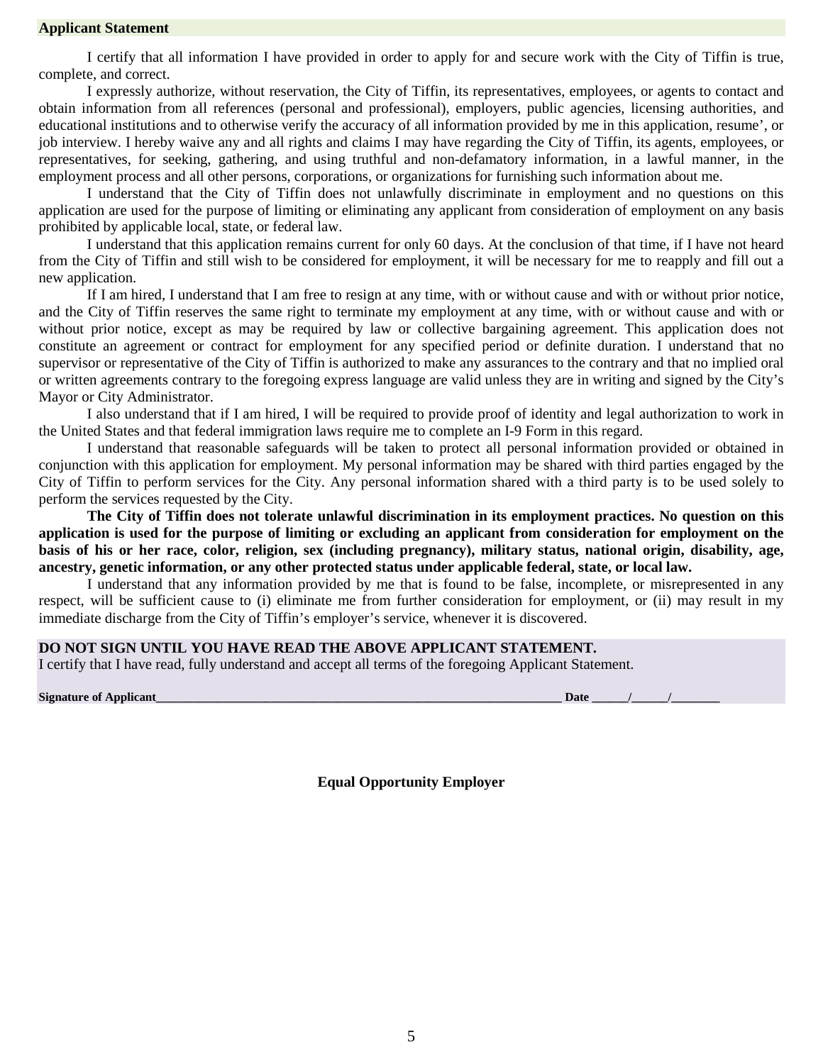## Applicant Statement

I certify that all information I have provided in order to apply for and secure work with the City of Tiffin is true, complete, and correct.

I expressly authorize, without reservation, the City of Tiffin, its representatives, employees, or agents to contact and obtain information from all references (personal and professional), employers, public agencies, licensing authorities, and educational institutions and to otherwise verify the accuracy of all information provided by me in this application, resume', or job interview. I hereby waive any and all rights and claims I may have regarding the City of Tiffin, its agents, employees, or representatives, for seeking, gathering, and using truthful and non-defamatory information, in a lawful manner, in the employment process and all other persons, corporations, or organizations for furnishing such information about me.

I understand that the City of Tiffin does not unlawfully discriminate in employment and no questions on this application are used for the purpose of limiting or eliminating any applicant from consideration of employment on any basis prohibited by applicable local, state, or federal law.

I understand that this application remains current for only 60 days. At the conclusion of that time, if I have not heard from the City of Tiffin and still wish to be considered for employment, it will be necessary for me to reapply and fill out a new application.

If I am hired, I understand that I am free to resign at any time, with or without cause and with or without prior notice, and the City of Tiffin reserves the same right to terminate my employment at any time, with or without cause and with or without prior notice, except as may be required by law or collective bargaining agreement. This application does not constitute an agreement or contract for employment for any specified period or definite duration. I understand that no supervisor or representative of the City of Tiffin is authorized to make any assurances to the contrary and that no implied oral or written agreements contrary to the foregoing express language are valid unless they are in writing and signed by the City's Mayor or City Administrator.

I also understand that if I am hired, I will be required to provide proof of identity and legal authorization to work in the United States and that federal immigration laws require me to complete an I-9 Form in this regard.

I understand that reasonable safeguards will be taken to protect all personal information provided or obtained in conjunction with this application for employment. My personal information may be shared with third parties engaged by the City of Tiffin to perform services for the City. Any personal information shared with a third party is to be used solely to perform the services requested by the City.

**The City of Tiffin does not tolerate unlawful discrimination in its employment practices. No question on this application is used for the purpose of limiting or excluding an applicant from consideration for employment on the basis of his or her race, color, religion, sex (including pregnancy), military status, national origin, disability, age, ancestry, genetic information, or any other protected status under applicable federal, state, or local law.**

I understand that any information provided by me that is found to be false, incomplete, or misrepresented in any respect, will be sufficient cause to (i) eliminate me from further consideration for employment, or (ii) may result in my immediate discharge from the City of Tiffin's employer's service, whenever it is discovered.

**DO NOT SIGN UNTIL YOU HAVE READ THE ABOVE APPLICANT STATEMENT.**
I certify that I have read, fully understand and accept all terms of the foregoing Applicant Statement.

**Signature of Applicant**_________________________________________________________________ **Date** ______/______/________

**Equal Opportunity Employer**